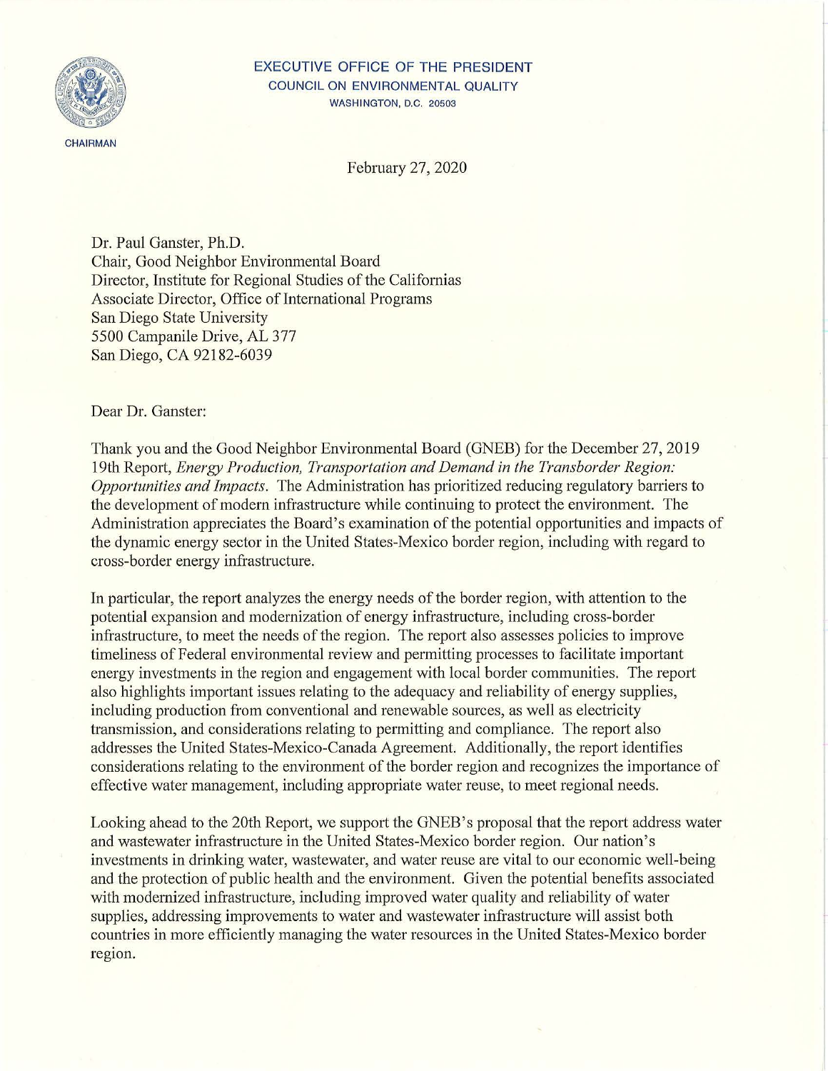EXECUTIVE OFFICE OF THE PRESIDENT
COUNCIL ON ENVIRONMENTAL QUALITY
WASHINGTON, D.C. 20503

CHAIRMAN

February 27, 2020

Dr. Paul Ganster, Ph.D.
Chair, Good Neighbor Environmental Board
Director, Institute for Regional Studies of the Californias
Associate Director, Office of International Programs
San Diego State University
5500 Campanile Drive, AL 377
San Diego, CA 92182-6039

Dear Dr. Ganster:

Thank you and the Good Neighbor Environmental Board (GNEB) for the December 27, 2019 19th Report, *Energy Production, Transportation and Demand in the Transborder Region: Opportunities and Impacts*. The Administration has prioritized reducing regulatory barriers to the development of modern infrastructure while continuing to protect the environment. The Administration appreciates the Board's examination of the potential opportunities and impacts of the dynamic energy sector in the United States-Mexico border region, including with regard to cross-border energy infrastructure.

In particular, the report analyzes the energy needs of the border region, with attention to the potential expansion and modernization of energy infrastructure, including cross-border infrastructure, to meet the needs of the region. The report also assesses policies to improve timeliness of Federal environmental review and permitting processes to facilitate important energy investments in the region and engagement with local border communities. The report also highlights important issues relating to the adequacy and reliability of energy supplies, including production from conventional and renewable sources, as well as electricity transmission, and considerations relating to permitting and compliance. The report also addresses the United States-Mexico-Canada Agreement. Additionally, the report identifies considerations relating to the environment of the border region and recognizes the importance of effective water management, including appropriate water reuse, to meet regional needs.

Looking ahead to the 20th Report, we support the GNEB's proposal that the report address water and wastewater infrastructure in the United States-Mexico border region. Our nation's investments in drinking water, wastewater, and water reuse are vital to our economic well-being and the protection of public health and the environment. Given the potential benefits associated with modernized infrastructure, including improved water quality and reliability of water supplies, addressing improvements to water and wastewater infrastructure will assist both countries in more efficiently managing the water resources in the United States-Mexico border region.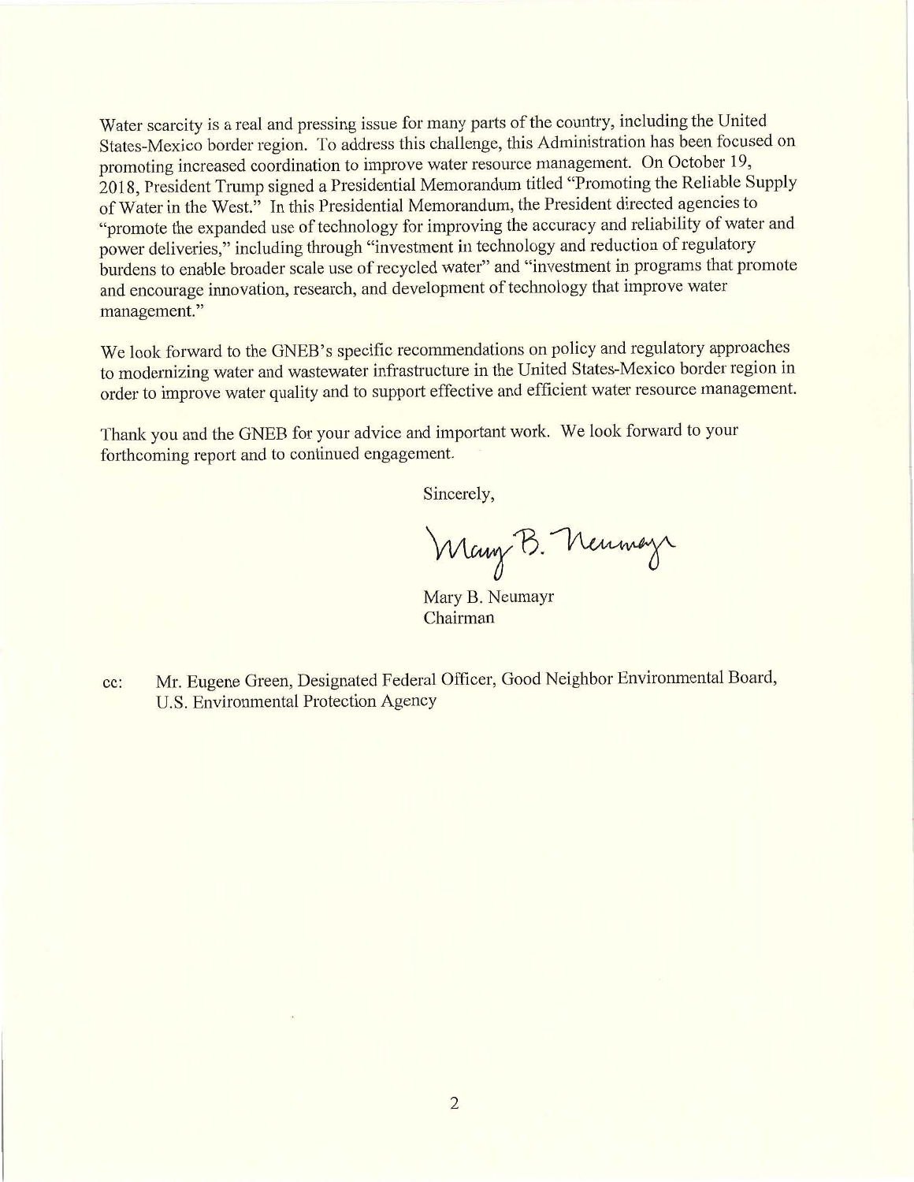Water scarcity is a real and pressing issue for many parts of the country, including the United States-Mexico border region. To address this challenge, this Administration has been focused on promoting increased coordination to improve water resource management. On October 19, 2018, President Trump signed a Presidential Memorandum titled "Promoting the Reliable Supply of Water in the West." In this Presidential Memorandum, the President directed agencies to "promote the expanded use of technology for improving the accuracy and reliability of water and power deliveries," including through "investment in technology and reduction of regulatory burdens to enable broader scale use of recycled water" and "investment in programs that promote and encourage innovation, research, and development of technology that improve water management."

We look forward to the GNEB's specific recommendations on policy and regulatory approaches to modernizing water and wastewater infrastructure in the United States-Mexico border region in order to improve water quality and to support effective and efficient water resource management.

Thank you and the GNEB for your advice and important work. We look forward to your forthcoming report and to continued engagement.

Sincerely,

Mary B. Neumayr

Mary B. Neumayr
Chairman

cc: Mr. Eugene Green, Designated Federal Officer, Good Neighbor Environmental Board, U.S. Environmental Protection Agency